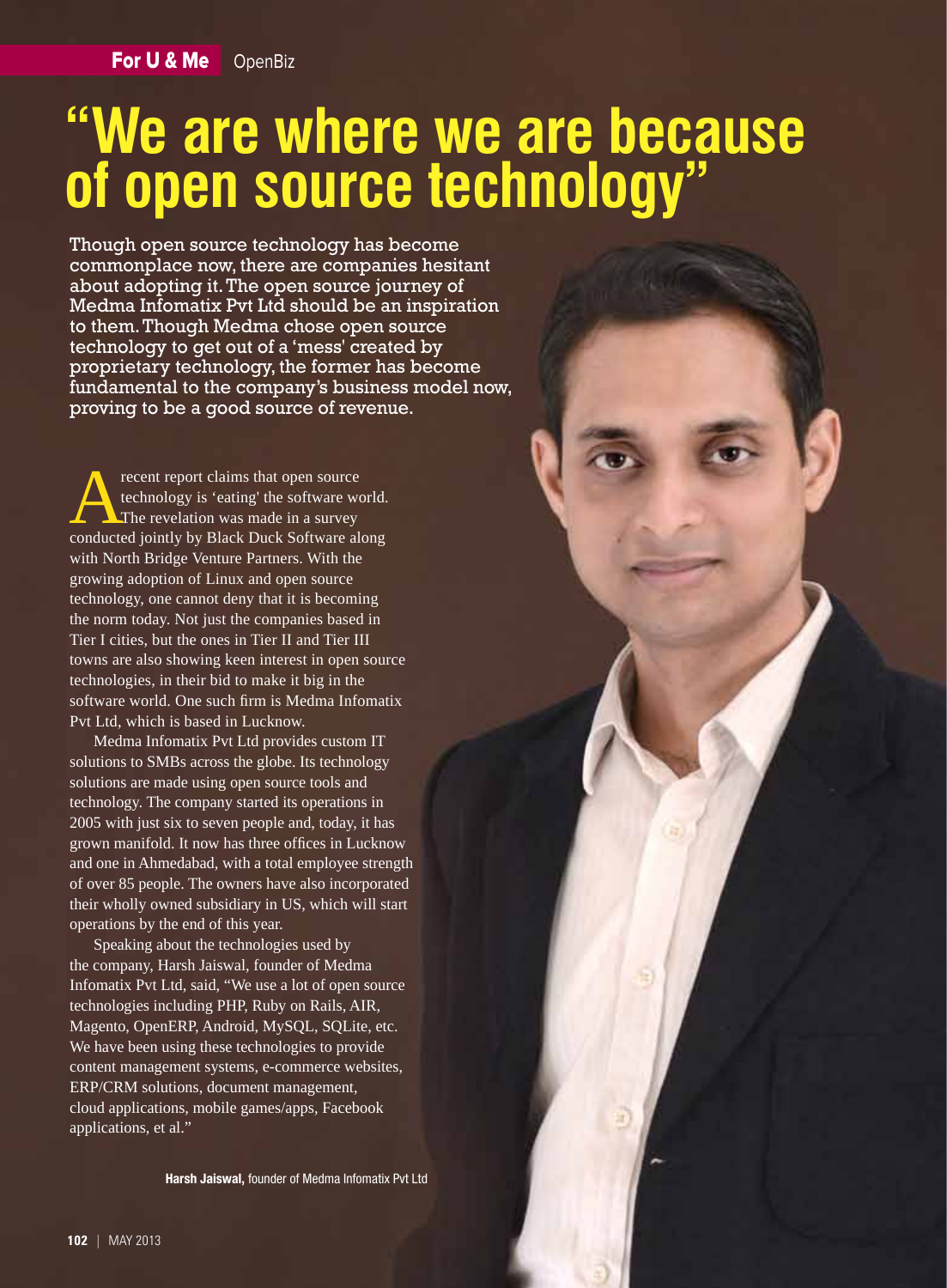For U & Me OpenBiz

# "We are where we are because of open source technology"

**Though open source technology has become commonplace now, there are companies hesitant about adopting it. The open source journey of Medma Infomatix Pvt Ltd should be an inspiration to them. Though Medma chose open source technology to get out of a 'mess' created by proprietary technology, the former has become fundamental to the company's business model now, proving to be a good source of revenue.**

A recent report claims that open source technology is 'eating' the software world. The revelation was made in a survey conducted jointly by Black Duck Software along with North Bridge Venture Partners. With the growing adoption of Linux and open source technology, one cannot deny that it is becoming the norm today. Not just the companies based in Tier I cities, but the ones in Tier II and Tier III towns are also showing keen interest in open source technologies, in their bid to make it big in the software world. One such firm is Medma Infomatix Pvt Ltd, which is based in Lucknow.

Medma Infomatix Pvt Ltd provides custom IT solutions to SMBs across the globe. Its technology solutions are made using open source tools and technology. The company started its operations in 2005 with just six to seven people and, today, it has grown manifold. It now has three offices in Lucknow and one in Ahmedabad, with a total employee strength of over 85 people. The owners have also incorporated their wholly owned subsidiary in US, which will start operations by the end of this year.

Speaking about the technologies used by the company, Harsh Jaiswal, founder of Medma Infomatix Pvt Ltd, said, "We use a lot of open source technologies including PHP, Ruby on Rails, AIR, Magento, OpenERP, Android, MySQL, SQLite, etc. We have been using these technologies to provide content management systems, e-commerce websites, ERP/CRM solutions, document management, cloud applications, mobile games/apps, Facebook applications, et al."

**Harsh Jaiswal,** founder of Medma Infomatix Pvt Ltd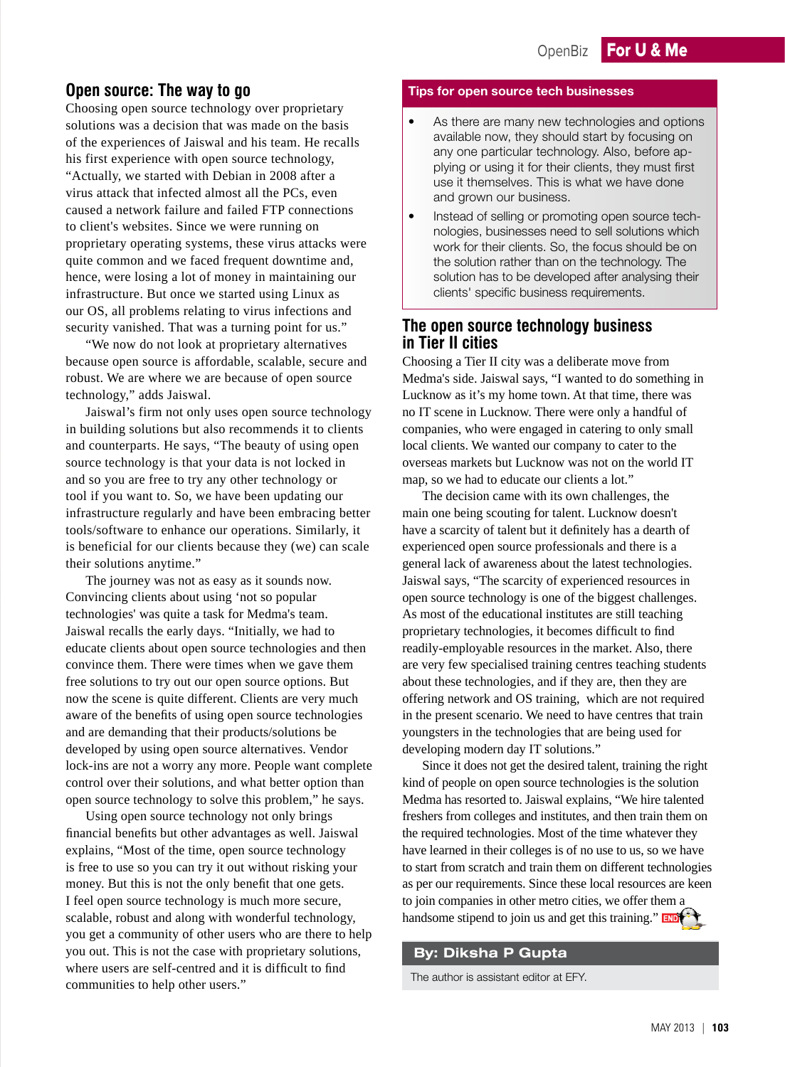## Open source: The way to go

Choosing open source technology over proprietary solutions was a decision that was made on the basis of the experiences of Jaiswal and his team. He recalls his first experience with open source technology, "Actually, we started with Debian in 2008 after a virus attack that infected almost all the PCs, even caused a network failure and failed FTP connections to client's websites. Since we were running on proprietary operating systems, these virus attacks were quite common and we faced frequent downtime and, hence, were losing a lot of money in maintaining our infrastructure. But once we started using Linux as our OS, all problems relating to virus infections and security vanished. That was a turning point for us."

"We now do not look at proprietary alternatives because open source is affordable, scalable, secure and robust. We are where we are because of open source technology," adds Jaiswal.

Jaiswal's firm not only uses open source technology in building solutions but also recommends it to clients and counterparts. He says, "The beauty of using open source technology is that your data is not locked in and so you are free to try any other technology or tool if you want to. So, we have been updating our infrastructure regularly and have been embracing better tools/software to enhance our operations. Similarly, it is beneficial for our clients because they (we) can scale their solutions anytime."

The journey was not as easy as it sounds now. Convincing clients about using 'not so popular technologies' was quite a task for Medma's team. Jaiswal recalls the early days. "Initially, we had to educate clients about open source technologies and then convince them. There were times when we gave them free solutions to try out our open source options. But now the scene is quite different. Clients are very much aware of the benefits of using open source technologies and are demanding that their products/solutions be developed by using open source alternatives. Vendor lock-ins are not a worry any more. People want complete control over their solutions, and what better option than open source technology to solve this problem," he says.

Using open source technology not only brings financial benefits but other advantages as well. Jaiswal explains, "Most of the time, open source technology is free to use so you can try it out without risking your money. But this is not the only benefit that one gets. I feel open source technology is much more secure, scalable, robust and along with wonderful technology, you get a community of other users who are there to help you out. This is not the case with proprietary solutions, where users are self-centred and it is difficult to find communities to help other users."

### Tips for open source tech businesses

- As there are many new technologies and options available now, they should start by focusing on any one particular technology. Also, before applying or using it for their clients, they must first use it themselves. This is what we have done and grown our business.
- Instead of selling or promoting open source technologies, businesses need to sell solutions which work for their clients. So, the focus should be on the solution rather than on the technology. The solution has to be developed after analysing their clients' specific business requirements.

## The open source technology business in Tier II cities

Choosing a Tier II city was a deliberate move from Medma's side. Jaiswal says, "I wanted to do something in Lucknow as it's my home town. At that time, there was no IT scene in Lucknow. There were only a handful of companies, who were engaged in catering to only small local clients. We wanted our company to cater to the overseas markets but Lucknow was not on the world IT map, so we had to educate our clients a lot."

The decision came with its own challenges, the main one being scouting for talent. Lucknow doesn't have a scarcity of talent but it definitely has a dearth of experienced open source professionals and there is a general lack of awareness about the latest technologies. Jaiswal says, "The scarcity of experienced resources in open source technology is one of the biggest challenges. As most of the educational institutes are still teaching proprietary technologies, it becomes difficult to find readily-employable resources in the market. Also, there are very few specialised training centres teaching students about these technologies, and if they are, then they are offering network and OS training, which are not required in the present scenario. We need to have centres that train youngsters in the technologies that are being used for developing modern day IT solutions."

Since it does not get the desired talent, training the right kind of people on open source technologies is the solution Medma has resorted to. Jaiswal explains, "We hire talented freshers from colleges and institutes, and then train them on the required technologies. Most of the time whatever they have learned in their colleges is of no use to us, so we have to start from scratch and train them on different technologies as per our requirements. Since these local resources are keen to join companies in other metro cities, we offer them a handsome stipend to join us and get this training."

**By: Diksha P Gupta**

The author is assistant editor at EFY.